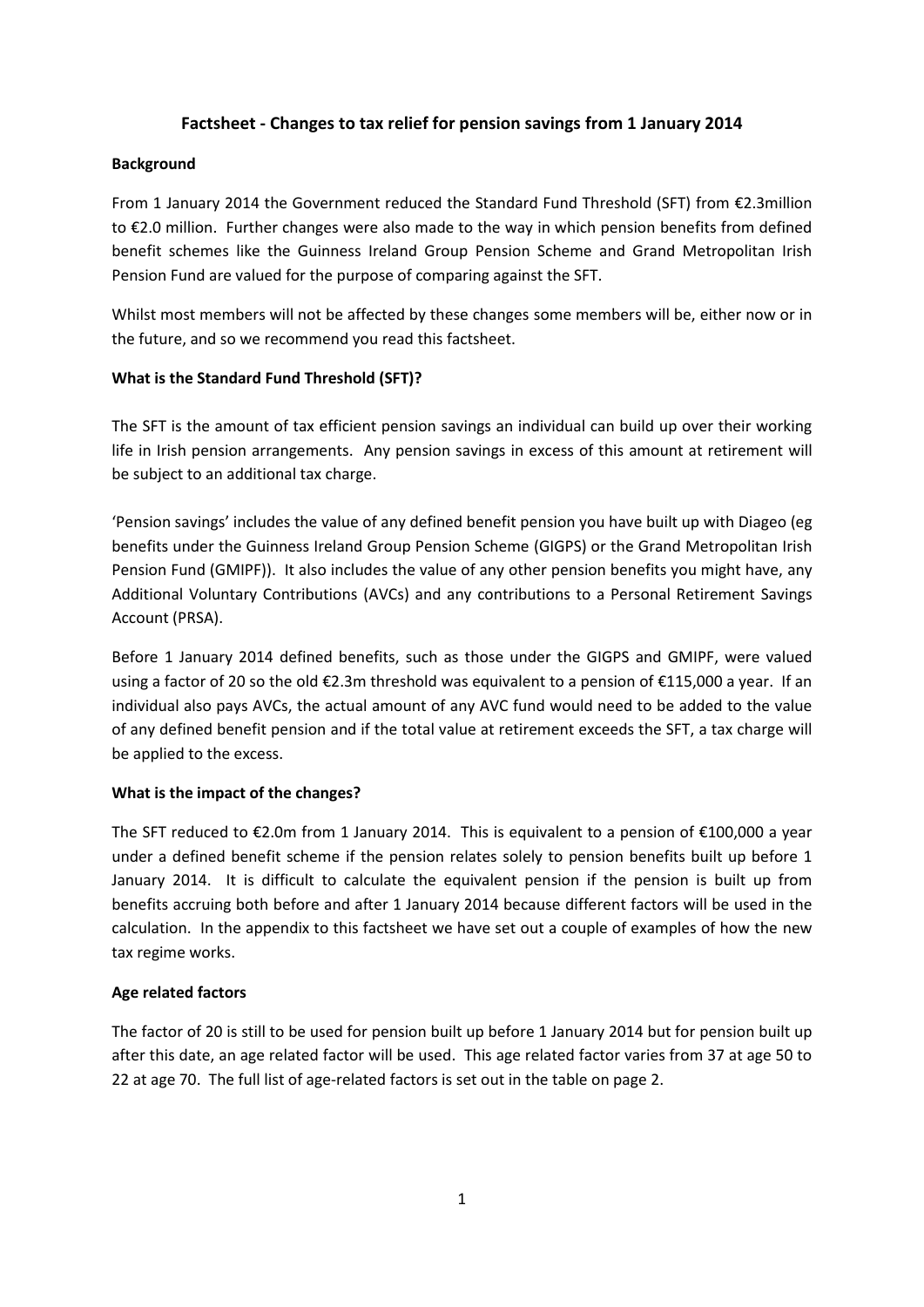# Factsheet - Changes to tax relief for pension savings from 1 January 2014

## Background

From 1 January 2014 the Government reduced the Standard Fund Threshold (SFT) from €2.3million to €2.0 million. Further changes were also made to the way in which pension benefits from defined benefit schemes like the Guinness Ireland Group Pension Scheme and Grand Metropolitan Irish Pension Fund are valued for the purpose of comparing against the SFT.

Whilst most members will not be affected by these changes some members will be, either now or in the future, and so we recommend you read this factsheet.

## What is the Standard Fund Threshold (SFT)?

The SFT is the amount of tax efficient pension savings an individual can build up over their working life in Irish pension arrangements. Any pension savings in excess of this amount at retirement will be subject to an additional tax charge.

'Pension savings' includes the value of any defined benefit pension you have built up with Diageo (eg benefits under the Guinness Ireland Group Pension Scheme (GIGPS) or the Grand Metropolitan Irish Pension Fund (GMIPF)). It also includes the value of any other pension benefits you might have, any Additional Voluntary Contributions (AVCs) and any contributions to a Personal Retirement Savings Account (PRSA).

Before 1 January 2014 defined benefits, such as those under the GIGPS and GMIPF, were valued using a factor of 20 so the old €2.3m threshold was equivalent to a pension of €115,000 a year. If an individual also pays AVCs, the actual amount of any AVC fund would need to be added to the value of any defined benefit pension and if the total value at retirement exceeds the SFT, a tax charge will be applied to the excess.

## What is the impact of the changes?

The SFT reduced to €2.0m from 1 January 2014. This is equivalent to a pension of €100,000 a year under a defined benefit scheme if the pension relates solely to pension benefits built up before 1 January 2014. It is difficult to calculate the equivalent pension if the pension is built up from benefits accruing both before and after 1 January 2014 because different factors will be used in the calculation. In the appendix to this factsheet we have set out a couple of examples of how the new tax regime works.

## Age related factors

The factor of 20 is still to be used for pension built up before 1 January 2014 but for pension built up after this date, an age related factor will be used. This age related factor varies from 37 at age 50 to 22 at age 70. The full list of age-related factors is set out in the table on page 2.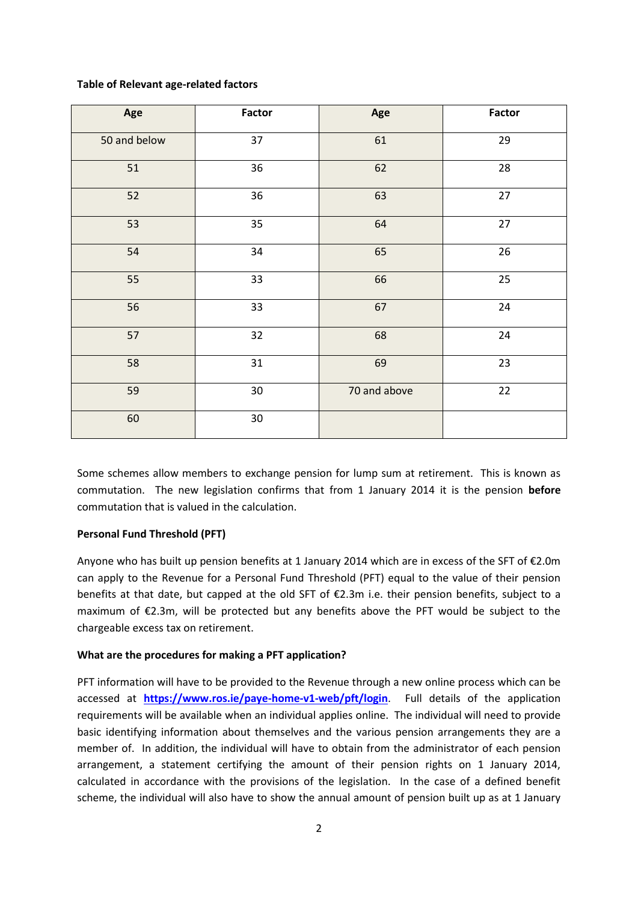**Table of Relevant age-related factors**

| Age | Factor | Age | Factor |
|---|---|---|---|
| 50 and below | 37 | 61 | 29 |
| 51 | 36 | 62 | 28 |
| 52 | 36 | 63 | 27 |
| 53 | 35 | 64 | 27 |
| 54 | 34 | 65 | 26 |
| 55 | 33 | 66 | 25 |
| 56 | 33 | 67 | 24 |
| 57 | 32 | 68 | 24 |
| 58 | 31 | 69 | 23 |
| 59 | 30 | 70 and above | 22 |
| 60 | 30 | | |

Some schemes allow members to exchange pension for lump sum at retirement. This is known as commutation. The new legislation confirms that from 1 January 2014 it is the pension **before** commutation that is valued in the calculation.

**Personal Fund Threshold (PFT)**

Anyone who has built up pension benefits at 1 January 2014 which are in excess of the SFT of €2.0m can apply to the Revenue for a Personal Fund Threshold (PFT) equal to the value of their pension benefits at that date, but capped at the old SFT of €2.3m i.e. their pension benefits, subject to a maximum of €2.3m, will be protected but any benefits above the PFT would be subject to the chargeable excess tax on retirement.

**What are the procedures for making a PFT application?**

PFT information will have to be provided to the Revenue through a new online process which can be accessed at **https://www.ros.ie/paye-home-v1-web/pft/login**. Full details of the application requirements will be available when an individual applies online. The individual will need to provide basic identifying information about themselves and the various pension arrangements they are a member of. In addition, the individual will have to obtain from the administrator of each pension arrangement, a statement certifying the amount of their pension rights on 1 January 2014, calculated in accordance with the provisions of the legislation. In the case of a defined benefit scheme, the individual will also have to show the annual amount of pension built up as at 1 January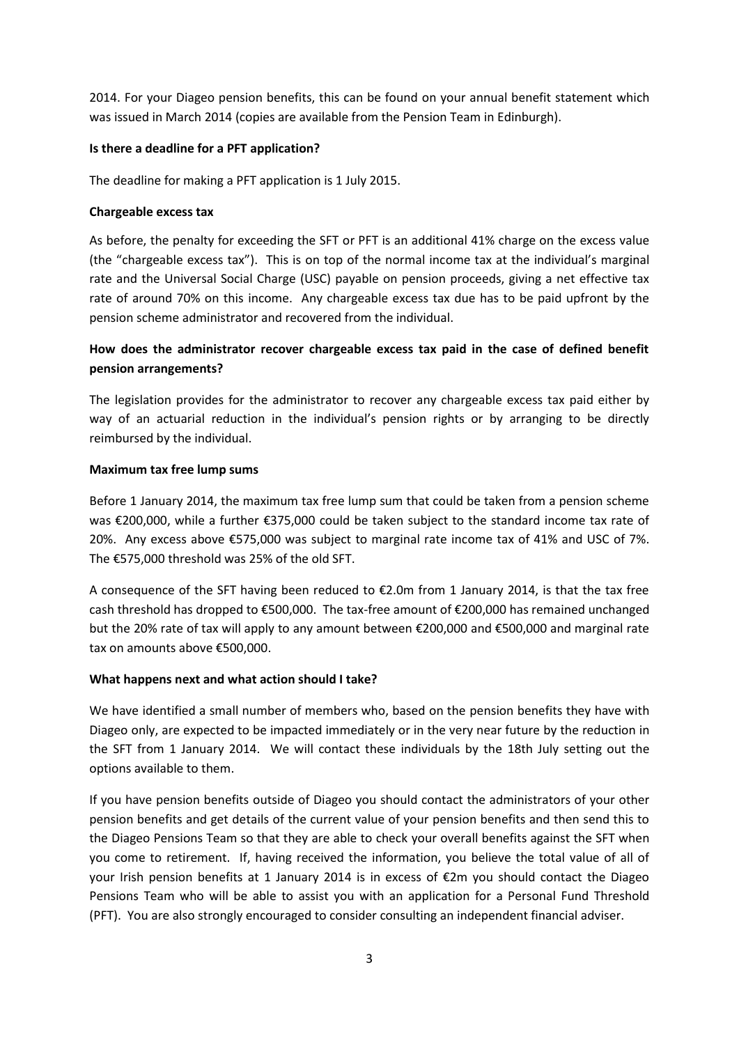2014. For your Diageo pension benefits, this can be found on your annual benefit statement which was issued in March 2014 (copies are available from the Pension Team in Edinburgh).

**Is there a deadline for a PFT application?**

The deadline for making a PFT application is 1 July 2015.

**Chargeable excess tax**

As before, the penalty for exceeding the SFT or PFT is an additional 41% charge on the excess value (the "chargeable excess tax"). This is on top of the normal income tax at the individual's marginal rate and the Universal Social Charge (USC) payable on pension proceeds, giving a net effective tax rate of around 70% on this income. Any chargeable excess tax due has to be paid upfront by the pension scheme administrator and recovered from the individual.

**How does the administrator recover chargeable excess tax paid in the case of defined benefit pension arrangements?**

The legislation provides for the administrator to recover any chargeable excess tax paid either by way of an actuarial reduction in the individual's pension rights or by arranging to be directly reimbursed by the individual.

**Maximum tax free lump sums**

Before 1 January 2014, the maximum tax free lump sum that could be taken from a pension scheme was €200,000, while a further €375,000 could be taken subject to the standard income tax rate of 20%. Any excess above €575,000 was subject to marginal rate income tax of 41% and USC of 7%. The €575,000 threshold was 25% of the old SFT.

A consequence of the SFT having been reduced to €2.0m from 1 January 2014, is that the tax free cash threshold has dropped to €500,000. The tax-free amount of €200,000 has remained unchanged but the 20% rate of tax will apply to any amount between €200,000 and €500,000 and marginal rate tax on amounts above €500,000.

**What happens next and what action should I take?**

We have identified a small number of members who, based on the pension benefits they have with Diageo only, are expected to be impacted immediately or in the very near future by the reduction in the SFT from 1 January 2014. We will contact these individuals by the 18th July setting out the options available to them.

If you have pension benefits outside of Diageo you should contact the administrators of your other pension benefits and get details of the current value of your pension benefits and then send this to the Diageo Pensions Team so that they are able to check your overall benefits against the SFT when you come to retirement. If, having received the information, you believe the total value of all of your Irish pension benefits at 1 January 2014 is in excess of €2m you should contact the Diageo Pensions Team who will be able to assist you with an application for a Personal Fund Threshold (PFT). You are also strongly encouraged to consider consulting an independent financial adviser.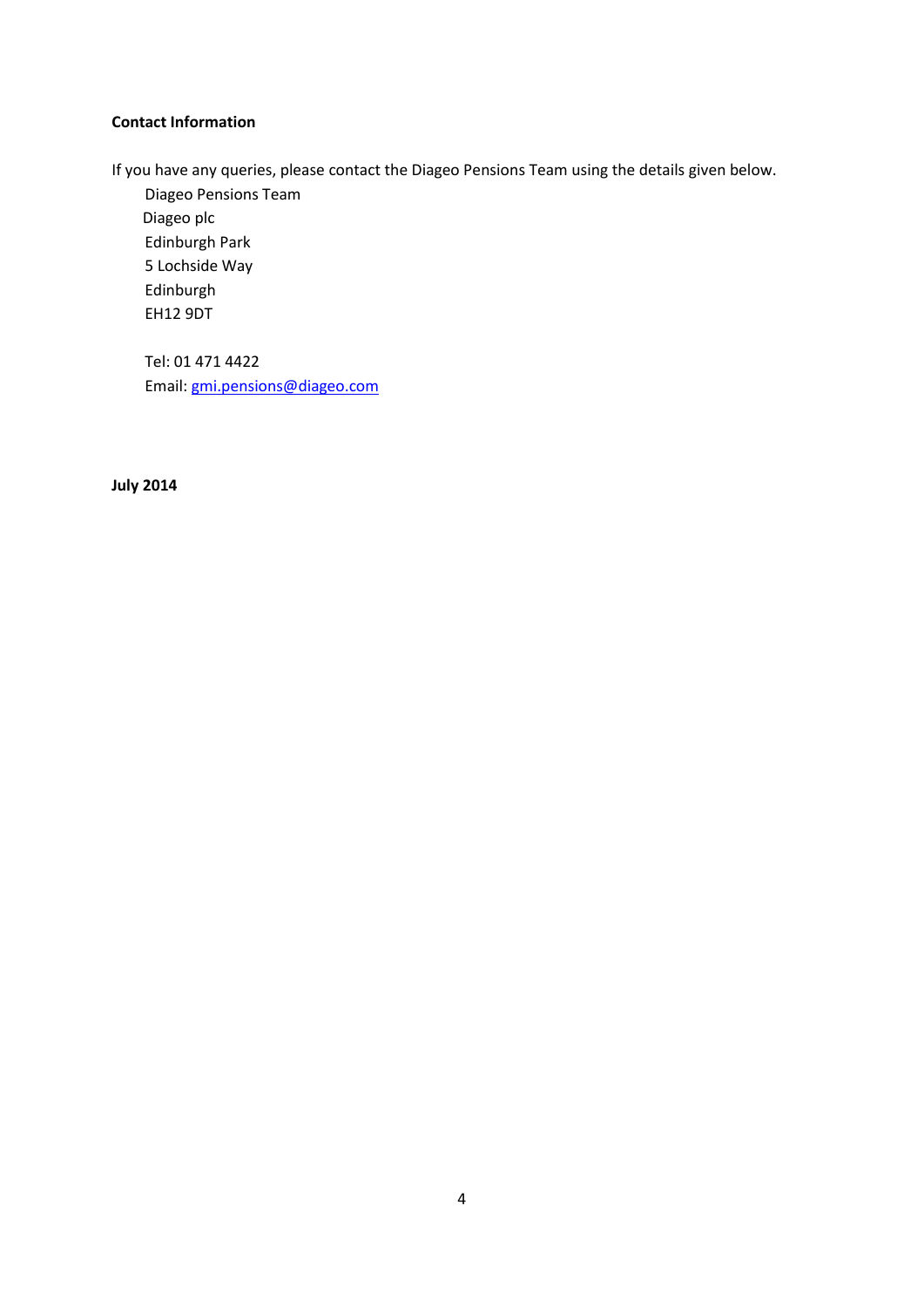**Contact Information**

If you have any queries, please contact the Diageo Pensions Team using the details given below.

Diageo Pensions Team
Diageo plc
Edinburgh Park
5 Lochside Way
Edinburgh
EH12 9DT

Tel: 01 471 4422
Email: gmi.pensions@diageo.com

**July 2014**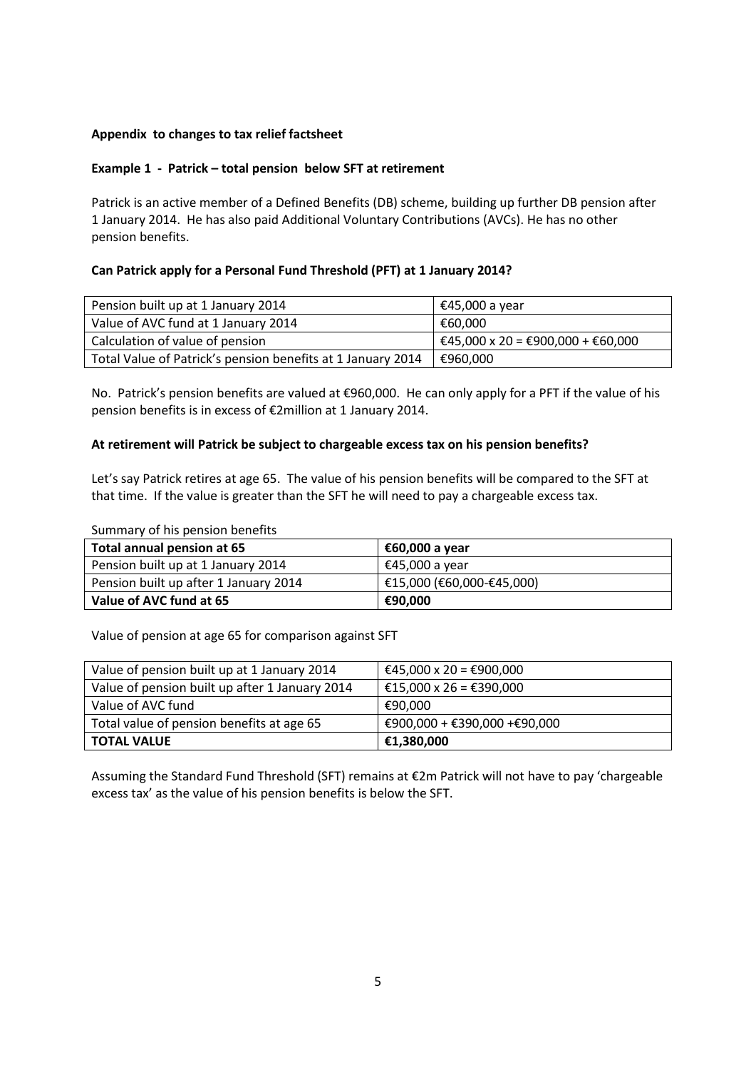**Appendix to changes to tax relief factsheet**

**Example 1 - Patrick – total pension below SFT at retirement**

Patrick is an active member of a Defined Benefits (DB) scheme, building up further DB pension after 1 January 2014. He has also paid Additional Voluntary Contributions (AVCs). He has no other pension benefits.

**Can Patrick apply for a Personal Fund Threshold (PFT) at 1 January 2014?**

| Pension built up at 1 January 2014 | €45,000 a year |
|---|---|
| Value of AVC fund at 1 January 2014 | €60,000 |
| Calculation of value of pension | €45,000 x 20 = €900,000 + €60,000 |
| Total Value of Patrick's pension benefits at 1 January 2014 | €960,000 |

No. Patrick's pension benefits are valued at €960,000. He can only apply for a PFT if the value of his pension benefits is in excess of €2million at 1 January 2014.

**At retirement will Patrick be subject to chargeable excess tax on his pension benefits?**

Let's say Patrick retires at age 65. The value of his pension benefits will be compared to the SFT at that time. If the value is greater than the SFT he will need to pay a chargeable excess tax.

Summary of his pension benefits

| **Total annual pension at 65** | **€60,000 a year** |
|---|---|
| Pension built up at 1 January 2014 | €45,000 a year |
| Pension built up after 1 January 2014 | €15,000 (€60,000-€45,000) |
| **Value of AVC fund at 65** | **€90,000** |

Value of pension at age 65 for comparison against SFT

| Value of pension built up at 1 January 2014 | €45,000 x 20 = €900,000 |
|---|---|
| Value of pension built up after 1 January 2014 | €15,000 x 26 = €390,000 |
| Value of AVC fund | €90,000 |
| Total value of pension benefits at age 65 | €900,000 + €390,000 +€90,000 |
| **TOTAL VALUE** | **€1,380,000** |

Assuming the Standard Fund Threshold (SFT) remains at €2m Patrick will not have to pay 'chargeable excess tax' as the value of his pension benefits is below the SFT.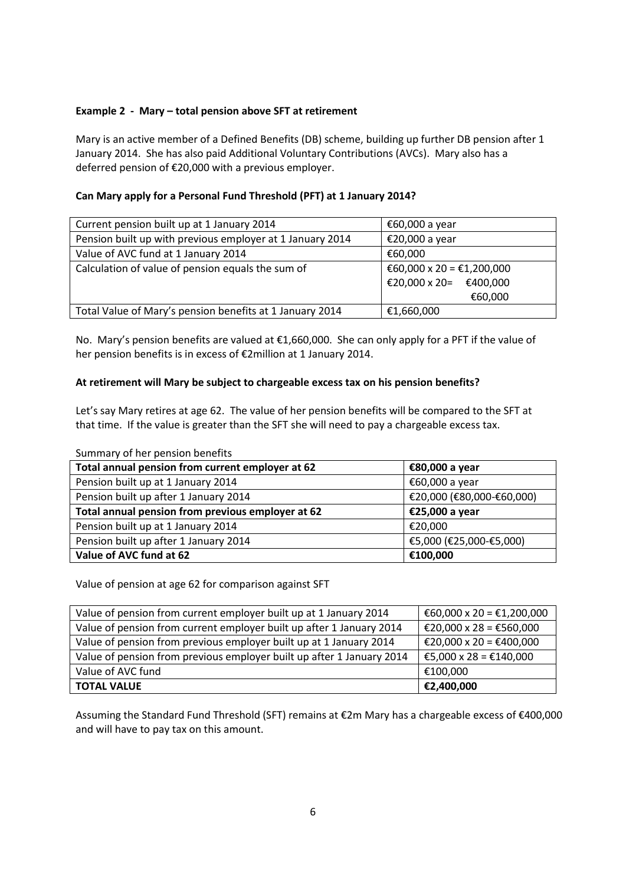**Example 2 - Mary – total pension above SFT at retirement**

Mary is an active member of a Defined Benefits (DB) scheme, building up further DB pension after 1 January 2014. She has also paid Additional Voluntary Contributions (AVCs). Mary also has a deferred pension of €20,000 with a previous employer.

**Can Mary apply for a Personal Fund Threshold (PFT) at 1 January 2014?**

| | |
|---|---|
| Current pension built up at 1 January 2014 | €60,000 a year |
| Pension built up with previous employer at 1 January 2014 | €20,000 a year |
| Value of AVC fund at 1 January 2014 | €60,000 |
| Calculation of value of pension equals the sum of | €60,000 x 20 = €1,200,000<br>€20,000 x 20= €400,000<br>€60,000 |
| Total Value of Mary's pension benefits at 1 January 2014 | €1,660,000 |

No. Mary's pension benefits are valued at €1,660,000. She can only apply for a PFT if the value of her pension benefits is in excess of €2million at 1 January 2014.

**At retirement will Mary be subject to chargeable excess tax on his pension benefits?**

Let's say Mary retires at age 62. The value of her pension benefits will be compared to the SFT at that time. If the value is greater than the SFT she will need to pay a chargeable excess tax.

Summary of her pension benefits

| | |
|---|---|
| **Total annual pension from current employer at 62** | **€80,000 a year** |
| Pension built up at 1 January 2014 | €60,000 a year |
| Pension built up after 1 January 2014 | €20,000 (€80,000-€60,000) |
| **Total annual pension from previous employer at 62** | **€25,000 a year** |
| Pension built up at 1 January 2014 | €20,000 |
| Pension built up after 1 January 2014 | €5,000 (€25,000-€5,000) |
| **Value of AVC fund at 62** | **€100,000** |

Value of pension at age 62 for comparison against SFT

| | |
|---|---|
| Value of pension from current employer built up at 1 January 2014 | €60,000 x 20 = €1,200,000 |
| Value of pension from current employer built up after 1 January 2014 | €20,000 x 28 = €560,000 |
| Value of pension from previous employer built up at 1 January 2014 | €20,000 x 20 = €400,000 |
| Value of pension from previous employer built up after 1 January 2014 | €5,000 x 28 = €140,000 |
| Value of AVC fund | €100,000 |
| **TOTAL VALUE** | **€2,400,000** |

Assuming the Standard Fund Threshold (SFT) remains at €2m Mary has a chargeable excess of €400,000 and will have to pay tax on this amount.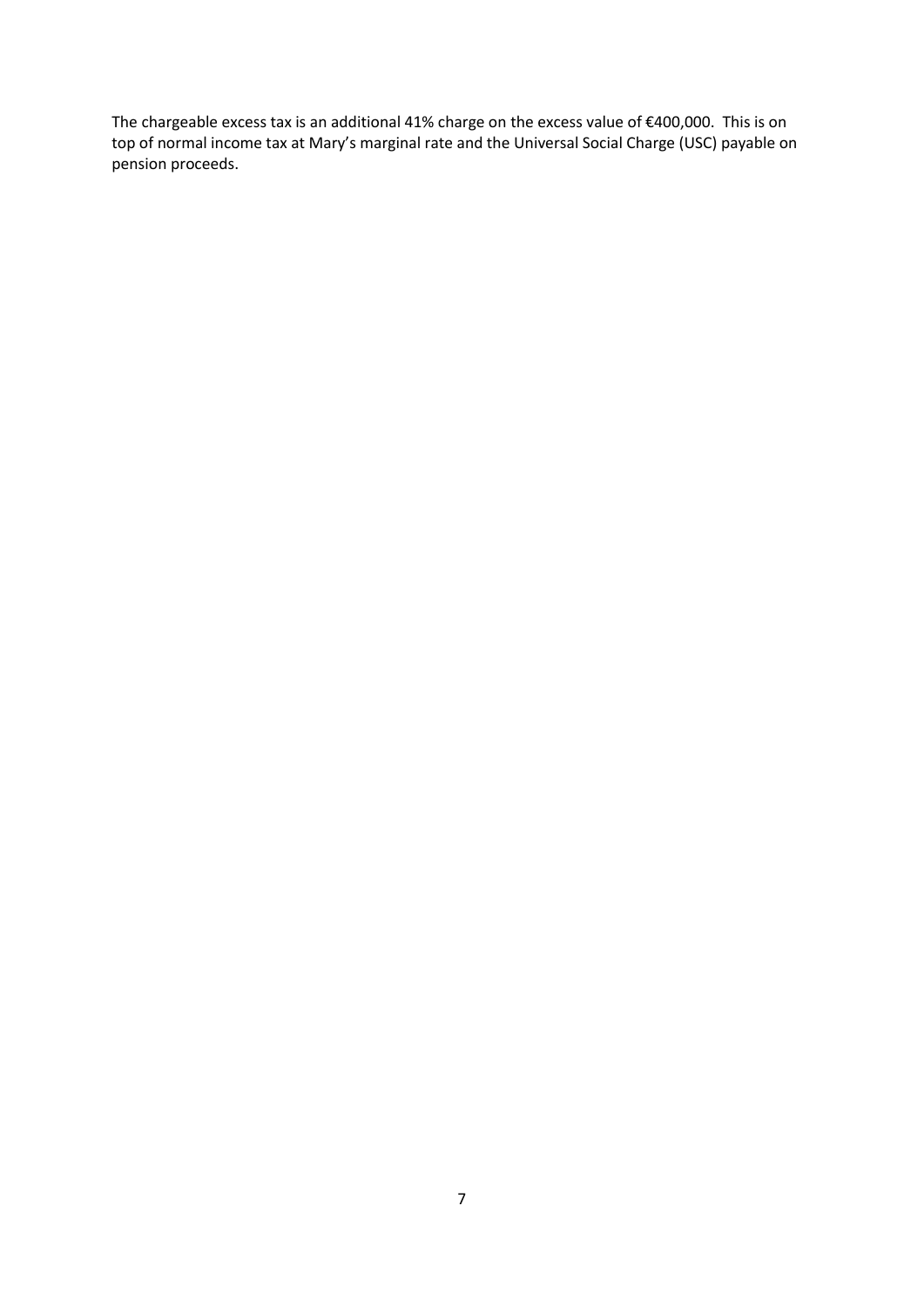The chargeable excess tax is an additional 41% charge on the excess value of €400,000. This is on top of normal income tax at Mary's marginal rate and the Universal Social Charge (USC) payable on pension proceeds.